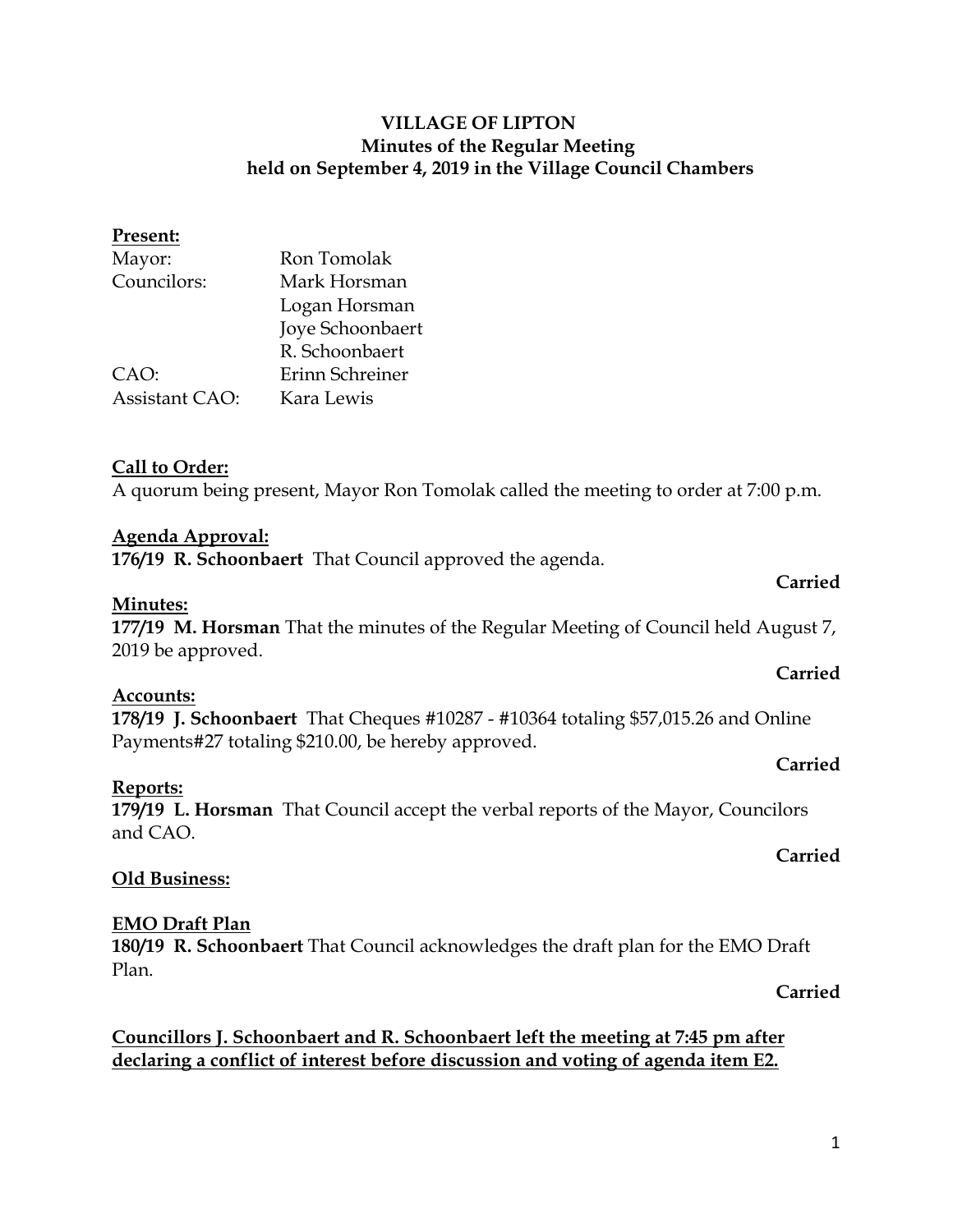# VILLAGE OF LIPTON
## Minutes of the Regular Meeting
## held on September 4, 2019 in the Village Council Chambers

**Present:**

| | |
|---|---|
| Mayor: | Ron Tomolak |
| Councilors: | Mark Horsman |
| | Logan Horsman |
| | Joye Schoonbaert |
| | R. Schoonbaert |
| CAO: | Erinn Schreiner |
| Assistant CAO: | Kara Lewis |

**Call to Order:**
A quorum being present, Mayor Ron Tomolak called the meeting to order at 7:00 p.m.

**Agenda Approval:**
**176/19 R. Schoonbaert** That Council approved the agenda.

**Carried**

**Minutes:**
**177/19 M. Horsman** That the minutes of the Regular Meeting of Council held August 7, 2019 be approved.

**Carried**

**Accounts:**
**178/19 J. Schoonbaert** That Cheques #10287 - #10364 totaling $57,015.26 and Online Payments#27 totaling $210.00, be hereby approved.

**Carried**

**Reports:**
**179/19 L. Horsman** That Council accept the verbal reports of the Mayor, Councilors and CAO.

**Carried**

**Old Business:**

**EMO Draft Plan**
**180/19 R. Schoonbaert** That Council acknowledges the draft plan for the EMO Draft Plan.

**Carried**

**Councillors J. Schoonbaert and R. Schoonbaert left the meeting at 7:45 pm after declaring a conflict of interest before discussion and voting of agenda item E2.**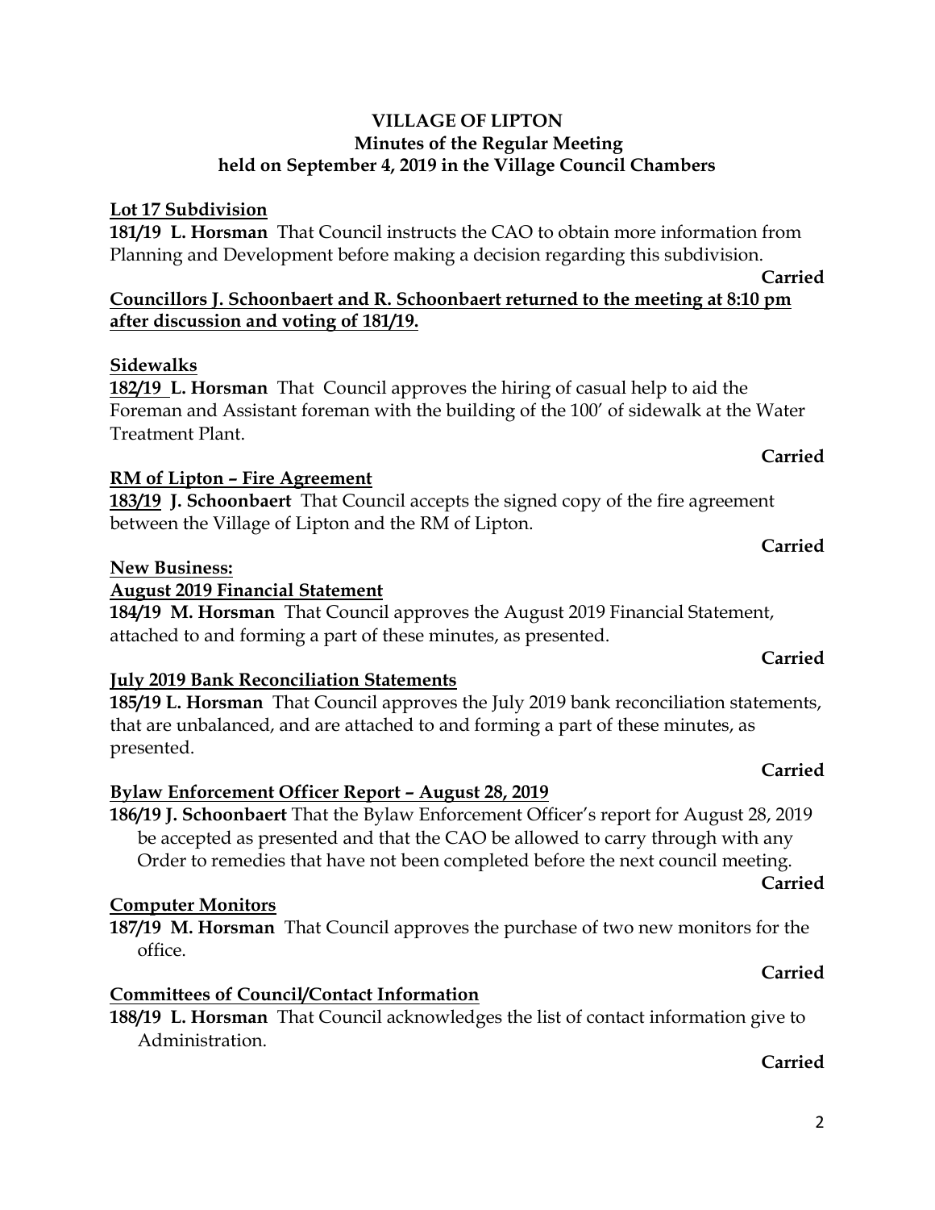**VILLAGE OF LIPTON**
**Minutes of the Regular Meeting**
**held on September 4, 2019 in the Village Council Chambers**

**Lot 17 Subdivision**

**181/19 L. Horsman** That Council instructs the CAO to obtain more information from Planning and Development before making a decision regarding this subdivision.

**Carried**

**Councillors J. Schoonbaert and R. Schoonbaert returned to the meeting at 8:10 pm after discussion and voting of 181/19.**

**Sidewalks**

**182/19 L. Horsman** That Council approves the hiring of casual help to aid the Foreman and Assistant foreman with the building of the 100′ of sidewalk at the Water Treatment Plant.

**Carried**

**RM of Lipton – Fire Agreement**

**183/19 J. Schoonbaert** That Council accepts the signed copy of the fire agreement between the Village of Lipton and the RM of Lipton.

**Carried**

**New Business:**

**August 2019 Financial Statement**

**184/19 M. Horsman** That Council approves the August 2019 Financial Statement, attached to and forming a part of these minutes, as presented.

**Carried**

**July 2019 Bank Reconciliation Statements**

**185/19 L. Horsman** That Council approves the July 2019 bank reconciliation statements, that are unbalanced, and are attached to and forming a part of these minutes, as presented.

**Carried**

**Bylaw Enforcement Officer Report – August 28, 2019**

**186/19 J. Schoonbaert** That the Bylaw Enforcement Officer's report for August 28, 2019 be accepted as presented and that the CAO be allowed to carry through with any Order to remedies that have not been completed before the next council meeting.

**Carried**

**Computer Monitors**

**187/19 M. Horsman** That Council approves the purchase of two new monitors for the office.

**Carried**

**Committees of Council/Contact Information**

**188/19 L. Horsman** That Council acknowledges the list of contact information give to Administration.

**Carried**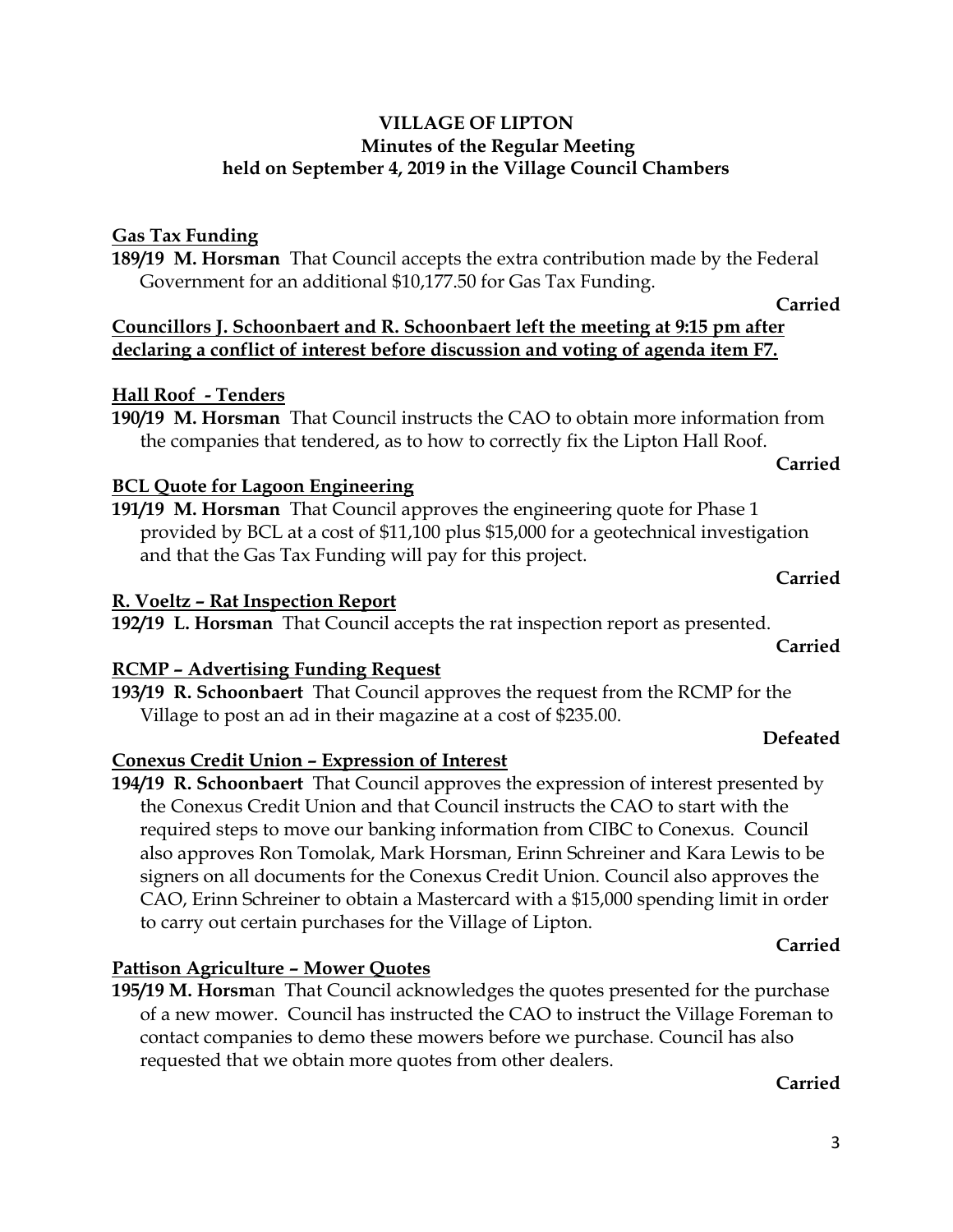**VILLAGE OF LIPTON**
**Minutes of the Regular Meeting**
**held on September 4, 2019 in the Village Council Chambers**

**Gas Tax Funding**

**189/19 M. Horsman** That Council accepts the extra contribution made by the Federal Government for an additional $10,177.50 for Gas Tax Funding.

**Carried**

**Councillors J. Schoonbaert and R. Schoonbaert left the meeting at 9:15 pm after declaring a conflict of interest before discussion and voting of agenda item F7.**

**Hall Roof - Tenders**

**190/19 M. Horsman** That Council instructs the CAO to obtain more information from the companies that tendered, as to how to correctly fix the Lipton Hall Roof.

**Carried**

**BCL Quote for Lagoon Engineering**

**191/19 M. Horsman** That Council approves the engineering quote for Phase 1 provided by BCL at a cost of $11,100 plus $15,000 for a geotechnical investigation and that the Gas Tax Funding will pay for this project.

**Carried**

**R. Voeltz – Rat Inspection Report**

**192/19 L. Horsman** That Council accepts the rat inspection report as presented.

**Carried**

**RCMP – Advertising Funding Request**

**193/19 R. Schoonbaert** That Council approves the request from the RCMP for the Village to post an ad in their magazine at a cost of $235.00.

**Defeated**

**Conexus Credit Union – Expression of Interest**

**194/19 R. Schoonbaert** That Council approves the expression of interest presented by the Conexus Credit Union and that Council instructs the CAO to start with the required steps to move our banking information from CIBC to Conexus. Council also approves Ron Tomolak, Mark Horsman, Erinn Schreiner and Kara Lewis to be signers on all documents for the Conexus Credit Union. Council also approves the CAO, Erinn Schreiner to obtain a Mastercard with a $15,000 spending limit in order to carry out certain purchases for the Village of Lipton.

**Carried**

**Pattison Agriculture – Mower Quotes**

**195/19 M. Horsm**an That Council acknowledges the quotes presented for the purchase of a new mower. Council has instructed the CAO to instruct the Village Foreman to contact companies to demo these mowers before we purchase. Council has also requested that we obtain more quotes from other dealers.

**Carried**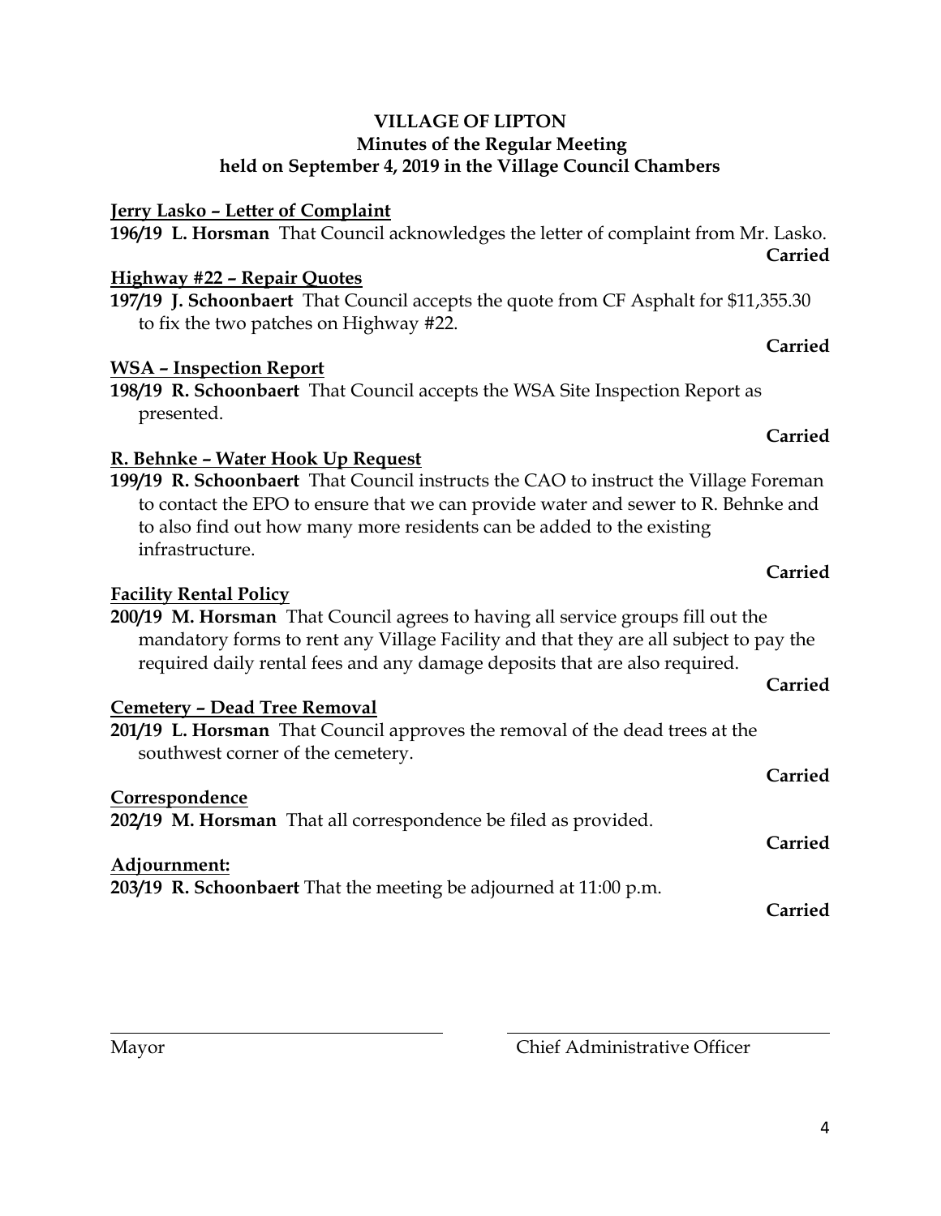**VILLAGE OF LIPTON**
**Minutes of the Regular Meeting**
**held on September 4, 2019 in the Village Council Chambers**

**Jerry Lasko – Letter of Complaint**

**196/19 L. Horsman** That Council acknowledges the letter of complaint from Mr. Lasko.

**Carried**

**Highway #22 – Repair Quotes**

**197/19 J. Schoonbaert** That Council accepts the quote from CF Asphalt for $11,355.30 to fix the two patches on Highway #22.

**Carried**

**WSA – Inspection Report**

**198/19 R. Schoonbaert** That Council accepts the WSA Site Inspection Report as presented.

**Carried**

**R. Behnke – Water Hook Up Request**

**199/19 R. Schoonbaert** That Council instructs the CAO to instruct the Village Foreman to contact the EPO to ensure that we can provide water and sewer to R. Behnke and to also find out how many more residents can be added to the existing infrastructure.

**Carried**

**Facility Rental Policy**

**200/19 M. Horsman** That Council agrees to having all service groups fill out the mandatory forms to rent any Village Facility and that they are all subject to pay the required daily rental fees and any damage deposits that are also required.

**Carried**

**Cemetery – Dead Tree Removal**

**201/19 L. Horsman** That Council approves the removal of the dead trees at the southwest corner of the cemetery.

**Carried**

**Correspondence**

**202/19 M. Horsman** That all correspondence be filed as provided.

**Carried**

**Adjournment:**

**203/19 R. Schoonbaert** That the meeting be adjourned at 11:00 p.m.

**Carried**

Mayor

Chief Administrative Officer